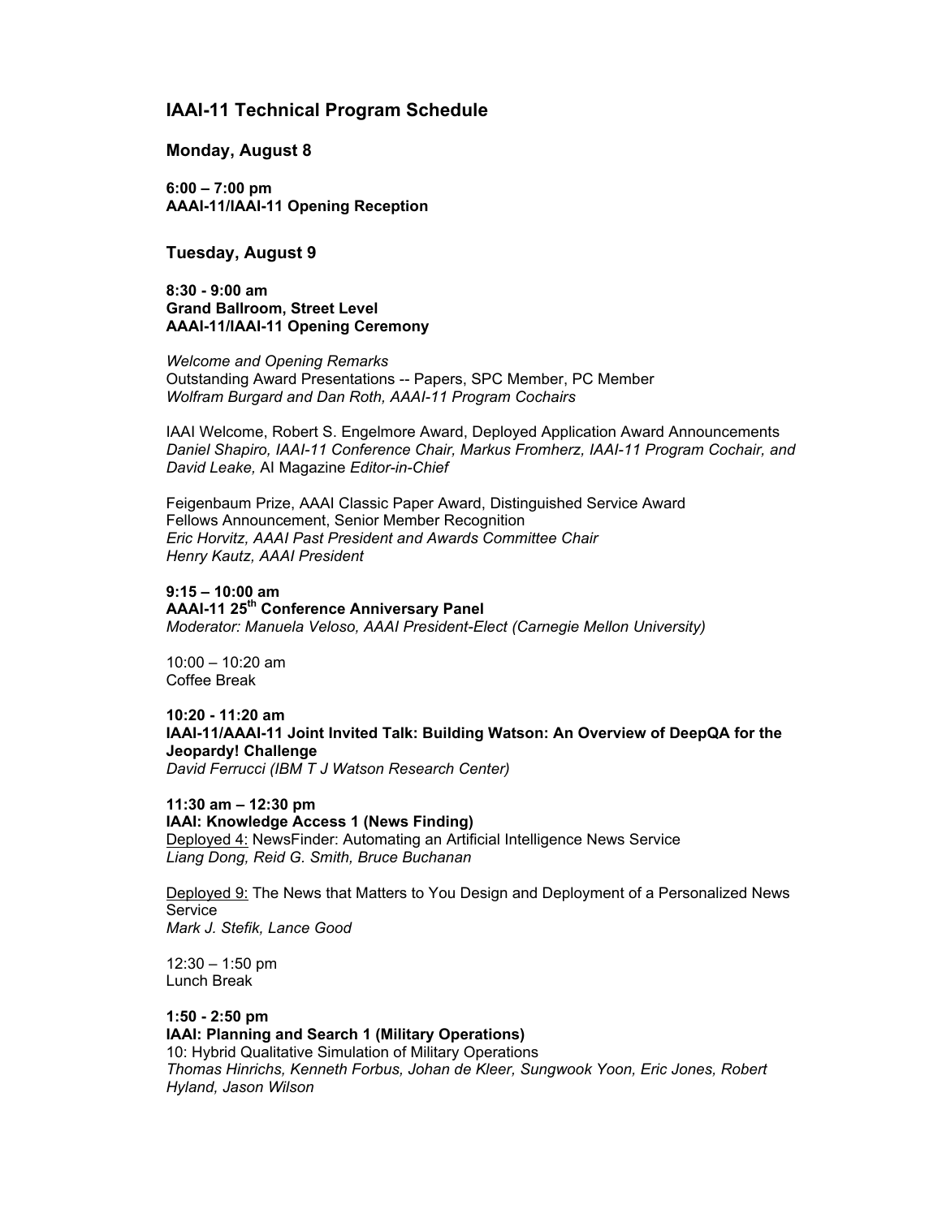# IAAI-11 Technical Program Schedule

## Monday, August 8

**6:00 – 7:00 pm**
**AAAI-11/IAAI-11 Opening Reception**

## Tuesday, August 9

**8:30 - 9:00 am**
**Grand Ballroom, Street Level**
**AAAI-11/IAAI-11 Opening Ceremony**

*Welcome and Opening Remarks*
Outstanding Award Presentations -- Papers, SPC Member, PC Member
*Wolfram Burgard and Dan Roth, AAAI-11 Program Cochairs*

IAAI Welcome, Robert S. Engelmore Award, Deployed Application Award Announcements
*Daniel Shapiro, IAAI-11 Conference Chair, Markus Fromherz, IAAI-11 Program Cochair, and David Leake,* AI Magazine *Editor-in-Chief*

Feigenbaum Prize, AAAI Classic Paper Award, Distinguished Service Award
Fellows Announcement, Senior Member Recognition
*Eric Horvitz, AAAI Past President and Awards Committee Chair*
*Henry Kautz, AAAI President*

**9:15 – 10:00 am**
**AAAI-11 25th Conference Anniversary Panel**
*Moderator: Manuela Veloso, AAAI President-Elect (Carnegie Mellon University)*

10:00 – 10:20 am
Coffee Break

**10:20 - 11:20 am**
**IAAI-11/AAAI-11 Joint Invited Talk: Building Watson: An Overview of DeepQA for the Jeopardy! Challenge**
*David Ferrucci (IBM T J Watson Research Center)*

**11:30 am – 12:30 pm**
**IAAI: Knowledge Access 1 (News Finding)**
Deployed 4: NewsFinder: Automating an Artificial Intelligence News Service
*Liang Dong, Reid G. Smith, Bruce Buchanan*

Deployed 9: The News that Matters to You Design and Deployment of a Personalized News Service
*Mark J. Stefik, Lance Good*

12:30 – 1:50 pm
Lunch Break

**1:50 - 2:50 pm**
**IAAI: Planning and Search 1 (Military Operations)**
10: Hybrid Qualitative Simulation of Military Operations
*Thomas Hinrichs, Kenneth Forbus, Johan de Kleer, Sungwook Yoon, Eric Jones, Robert Hyland, Jason Wilson*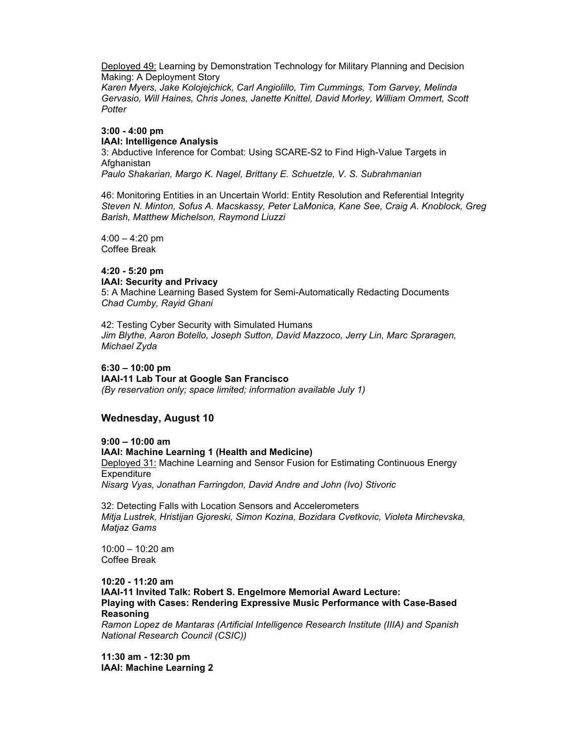Deployed 49: Learning by Demonstration Technology for Military Planning and Decision Making: A Deployment Story
*Karen Myers, Jake Kolojejchick, Carl Angiolillo, Tim Cummings, Tom Garvey, Melinda Gervasio, Will Haines, Chris Jones, Janette Knittel, David Morley, William Ommert, Scott Potter*

**3:00 - 4:00 pm**
**IAAI: Intelligence Analysis**
3: Abductive Inference for Combat: Using SCARE-S2 to Find High-Value Targets in Afghanistan
*Paulo Shakarian, Margo K. Nagel, Brittany E. Schuetzle, V. S. Subrahmanian*

46: Monitoring Entities in an Uncertain World: Entity Resolution and Referential Integrity
*Steven N. Minton, Sofus A. Macskassy, Peter LaMonica, Kane See, Craig A. Knoblock, Greg Barish, Matthew Michelson, Raymond Liuzzi*

4:00 – 4:20 pm
Coffee Break

**4:20 - 5:20 pm**
**IAAI: Security and Privacy**
5: A Machine Learning Based System for Semi-Automatically Redacting Documents
*Chad Cumby, Rayid Ghani*

42: Testing Cyber Security with Simulated Humans
*Jim Blythe, Aaron Botello, Joseph Sutton, David Mazzoco, Jerry Lin, Marc Spraragen, Michael Zyda*

**6:30 – 10:00 pm**
**IAAI-11 Lab Tour at Google San Francisco**
*(By reservation only; space limited; information available July 1)*

## Wednesday, August 10

**9:00 – 10:00 am**
**IAAI: Machine Learning 1 (Health and Medicine)**
Deployed 31: Machine Learning and Sensor Fusion for Estimating Continuous Energy Expenditure
*Nisarg Vyas, Jonathan Farringdon, David Andre and John (Ivo) Stivoric*

32: Detecting Falls with Location Sensors and Accelerometers
*Mitja Lustrek, Hristijan Gjoreski, Simon Kozina, Bozidara Cvetkovic, Violeta Mirchevska, Matjaz Gams*

10:00 – 10:20 am
Coffee Break

**10:20 - 11:20 am**
**IAAI-11 Invited Talk: Robert S. Engelmore Memorial Award Lecture:**
**Playing with Cases: Rendering Expressive Music Performance with Case-Based Reasoning**
*Ramon Lopez de Mantaras (Artificial Intelligence Research Institute (IIIA) and Spanish National Research Council (CSIC))*

**11:30 am - 12:30 pm**
**IAAI: Machine Learning 2**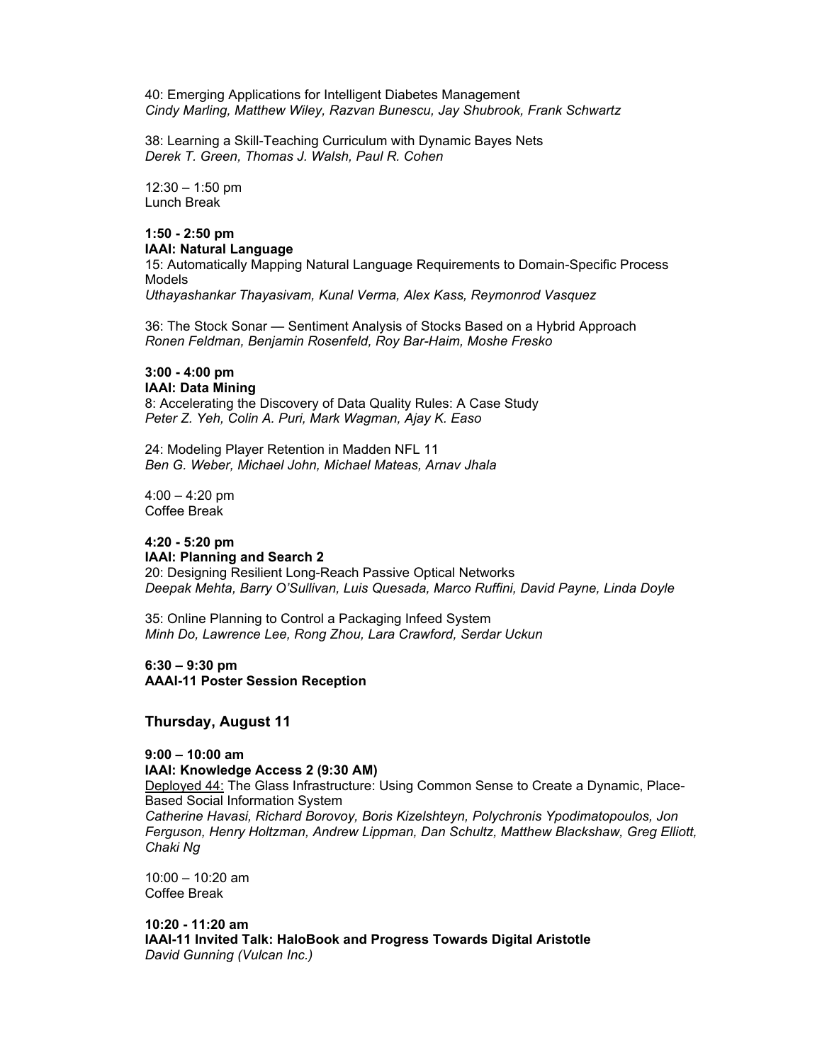40: Emerging Applications for Intelligent Diabetes Management
*Cindy Marling, Matthew Wiley, Razvan Bunescu, Jay Shubrook, Frank Schwartz*

38: Learning a Skill-Teaching Curriculum with Dynamic Bayes Nets
*Derek T. Green, Thomas J. Walsh, Paul R. Cohen*

12:30 – 1:50 pm
Lunch Break

**1:50 - 2:50 pm**
**IAAI: Natural Language**
15: Automatically Mapping Natural Language Requirements to Domain-Specific Process Models
*Uthayashankar Thayasivam, Kunal Verma, Alex Kass, Reymonrod Vasquez*

36: The Stock Sonar — Sentiment Analysis of Stocks Based on a Hybrid Approach
*Ronen Feldman, Benjamin Rosenfeld, Roy Bar-Haim, Moshe Fresko*

**3:00 - 4:00 pm**
**IAAI: Data Mining**
8: Accelerating the Discovery of Data Quality Rules: A Case Study
*Peter Z. Yeh, Colin A. Puri, Mark Wagman, Ajay K. Easo*

24: Modeling Player Retention in Madden NFL 11
*Ben G. Weber, Michael John, Michael Mateas, Arnav Jhala*

4:00 – 4:20 pm
Coffee Break

**4:20 - 5:20 pm**
**IAAI: Planning and Search 2**
20: Designing Resilient Long-Reach Passive Optical Networks
*Deepak Mehta, Barry O'Sullivan, Luis Quesada, Marco Ruffini, David Payne, Linda Doyle*

35: Online Planning to Control a Packaging Infeed System
*Minh Do, Lawrence Lee, Rong Zhou, Lara Crawford, Serdar Uckun*

**6:30 – 9:30 pm**
**AAAI-11 Poster Session Reception**

## Thursday, August 11

**9:00 – 10:00 am**
**IAAI: Knowledge Access 2 (9:30 AM)**
Deployed 44: The Glass Infrastructure: Using Common Sense to Create a Dynamic, Place-Based Social Information System
*Catherine Havasi, Richard Borovoy, Boris Kizelshteyn, Polychronis Ypodimatopoulos, Jon Ferguson, Henry Holtzman, Andrew Lippman, Dan Schultz, Matthew Blackshaw, Greg Elliott, Chaki Ng*

10:00 – 10:20 am
Coffee Break

**10:20 - 11:20 am**
**IAAI-11 Invited Talk: HaloBook and Progress Towards Digital Aristotle**
*David Gunning (Vulcan Inc.)*